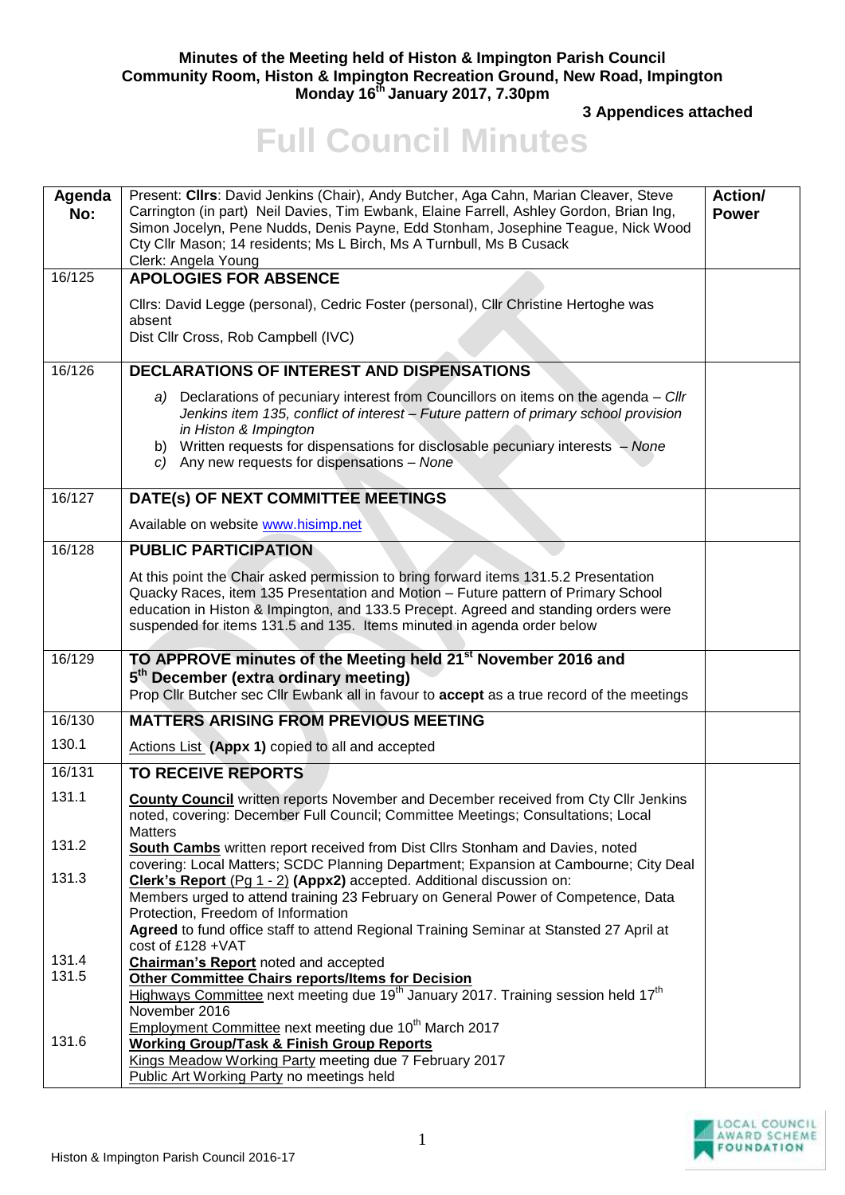**Minutes of the Meeting held of Histon & Impington Parish Council**
**Community Room, Histon & Impington Recreation Ground, New Road, Impington**
**Monday 16th January 2017, 7.30pm**

**3 Appendices attached**

# Full Council Minutes

| Agenda No: | Present: **Cllrs**: David Jenkins (Chair), Andy Butcher, Aga Cahn, Marian Cleaver, Steve Carrington (in part) Neil Davies, Tim Ewbank, Elaine Farrell, Ashley Gordon, Brian Ing, Simon Jocelyn, Pene Nudds, Denis Payne, Edd Stonham, Josephine Teague, Nick Wood<br>Cty Cllr Mason; 14 residents; Ms L Birch, Ms A Turnbull, Ms B Cusack<br>Clerk: Angela Young | **Action/ Power** |
|---|---|---|
| 16/125 | **APOLOGIES FOR ABSENCE**<br><br>Cllrs: David Legge (personal), Cedric Foster (personal), Cllr Christine Hertoghe was absent<br>Dist Cllr Cross, Rob Campbell (IVC) | |
| 16/126 | **DECLARATIONS OF INTEREST AND DISPENSATIONS**<br><br>*a) Declarations of pecuniary interest from Councillors on items on the agenda – Cllr Jenkins item 135, conflict of interest – Future pattern of primary school provision in Histon & Impington*<br>b) Written requests for dispensations for disclosable pecuniary interests – *None*<br>*c) Any new requests for dispensations – None* | |
| 16/127 | **DATE(s) OF NEXT COMMITTEE MEETINGS**<br><br>Available on website www.hisimp.net | |
| 16/128 | **PUBLIC PARTICIPATION**<br><br>At this point the Chair asked permission to bring forward items 131.5.2 Presentation Quacky Races, item 135 Presentation and Motion – Future pattern of Primary School education in Histon & Impington, and 133.5 Precept. Agreed and standing orders were suspended for items 131.5 and 135. Items minuted in agenda order below | |
| 16/129 | **TO APPROVE minutes of the Meeting held 21st November 2016 and 5th December (extra ordinary meeting)**<br>Prop Cllr Butcher sec Cllr Ewbank all in favour to **accept** as a true record of the meetings | |
| 16/130 | **MATTERS ARISING FROM PREVIOUS MEETING** | |
| 130.1 | Actions List **(Appx 1)** copied to all and accepted | |
| 16/131 | **TO RECEIVE REPORTS** | |
| 131.1 | **County Council** written reports November and December received from Cty Cllr Jenkins noted, covering: December Full Council; Committee Meetings; Consultations; Local Matters | |
| 131.2 | **South Cambs** written report received from Dist Cllrs Stonham and Davies, noted covering: Local Matters; SCDC Planning Department; Expansion at Cambourne; City Deal | |
| 131.3 | **Clerk's Report** (Pg 1 - 2) **(Appx2)** accepted. Additional discussion on:<br>Members urged to attend training 23 February on General Power of Competence, Data Protection, Freedom of Information<br>**Agreed** to fund office staff to attend Regional Training Seminar at Stansted 27 April at cost of £128 +VAT | |
| 131.4 | **Chairman's Report** noted and accepted | |
| 131.5 | **Other Committee Chairs reports/Items for Decision**<br>Highways Committee next meeting due 19th January 2017. Training session held 17th November 2016<br>Employment Committee next meeting due 10th March 2017 | |
| 131.6 | **Working Group/Task & Finish Group Reports**<br>Kings Meadow Working Party meeting due 7 February 2017<br>Public Art Working Party no meetings held | |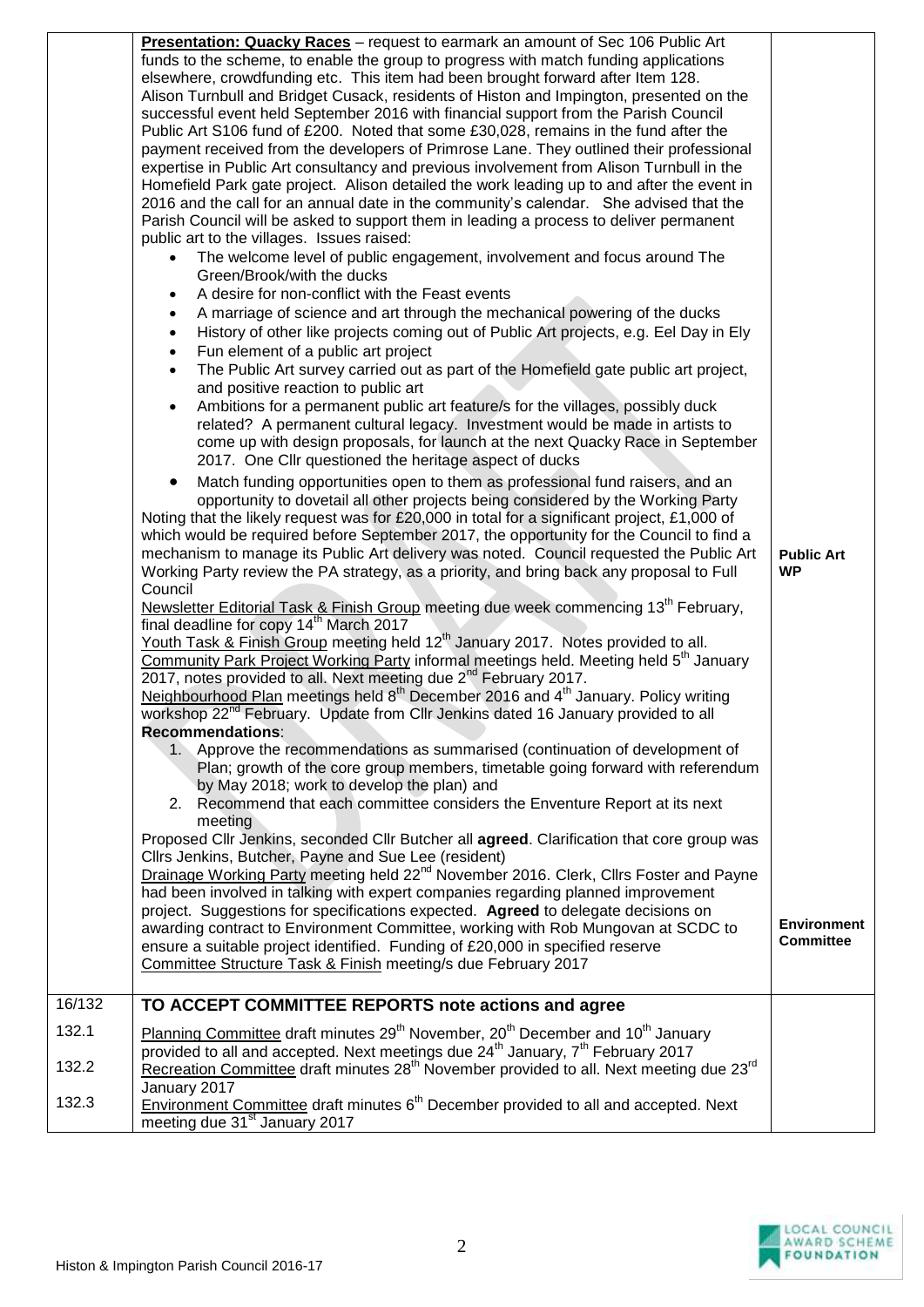| | | |
|---|---|---|
| | **Presentation: Quacky Races** – request to earmark an amount of Sec 106 Public Art funds to the scheme, to enable the group to progress with match funding applications elsewhere, crowdfunding etc. This item had been brought forward after Item 128. Alison Turnbull and Bridget Cusack, residents of Histon and Impington, presented on the successful event held September 2016 with financial support from the Parish Council Public Art S106 fund of £200. Noted that some £30,028, remains in the fund after the payment received from the developers of Primrose Lane. They outlined their professional expertise in Public Art consultancy and previous involvement from Alison Turnbull in the Homefield Park gate project. Alison detailed the work leading up to and after the event in 2016 and the call for an annual date in the community's calendar. She advised that the Parish Council will be asked to support them in leading a process to deliver permanent public art to the villages. Issues raised:<br>• The welcome level of public engagement, involvement and focus around The Green/Brook/with the ducks<br>• A desire for non-conflict with the Feast events<br>• A marriage of science and art through the mechanical powering of the ducks<br>• History of other like projects coming out of Public Art projects, e.g. Eel Day in Ely<br>• Fun element of a public art project<br>• The Public Art survey carried out as part of the Homefield gate public art project, and positive reaction to public art<br>• Ambitions for a permanent public art feature/s for the villages, possibly duck related? A permanent cultural legacy. Investment would be made in artists to come up with design proposals, for launch at the next Quacky Race in September 2017. One Cllr questioned the heritage aspect of ducks<br>• Match funding opportunities open to them as professional fund raisers, and an opportunity to dovetail all other projects being considered by the Working Party<br>Noting that the likely request was for £20,000 in total for a significant project, £1,000 of which would be required before September 2017, the opportunity for the Council to find a mechanism to manage its Public Art delivery was noted. Council requested the Public Art Working Party review the PA strategy, as a priority, and bring back any proposal to Full Council | **Public Art WP** |
| | Newsletter Editorial Task & Finish Group meeting due week commencing 13th February, final deadline for copy 14th March 2017<br>Youth Task & Finish Group meeting held 12th January 2017. Notes provided to all.<br>Community Park Project Working Party informal meetings held. Meeting held 5th January 2017, notes provided to all. Next meeting due 2nd February 2017.<br>Neighbourhood Plan meetings held 8th December 2016 and 4th January. Policy writing workshop 22nd February. Update from Cllr Jenkins dated 16 January provided to all<br>**Recommendations**:<br>1. Approve the recommendations as summarised (continuation of development of Plan; growth of the core group members, timetable going forward with referendum by May 2018; work to develop the plan) and<br>2. Recommend that each committee considers the Enventure Report at its next meeting<br>Proposed Cllr Jenkins, seconded Cllr Butcher all **agreed**. Clarification that core group was Cllrs Jenkins, Butcher, Payne and Sue Lee (resident)<br>Drainage Working Party meeting held 22nd November 2016. Clerk, Cllrs Foster and Payne had been involved in talking with expert companies regarding planned improvement project. Suggestions for specifications expected. **Agreed** to delegate decisions on awarding contract to Environment Committee, working with Rob Mungovan at SCDC to ensure a suitable project identified. Funding of £20,000 in specified reserve<br>Committee Structure Task & Finish meeting/s due February 2017 | **Environment Committee** |
| 16/132 | **TO ACCEPT COMMITTEE REPORTS note actions and agree** | |
| 132.1 | Planning Committee draft minutes 29th November, 20th December and 10th January provided to all and accepted. Next meetings due 24th January, 7th February 2017 | |
| 132.2 | Recreation Committee draft minutes 28th November provided to all. Next meeting due 23rd January 2017 | |
| 132.3 | Environment Committee draft minutes 6th December provided to all and accepted. Next meeting due 31st January 2017 | |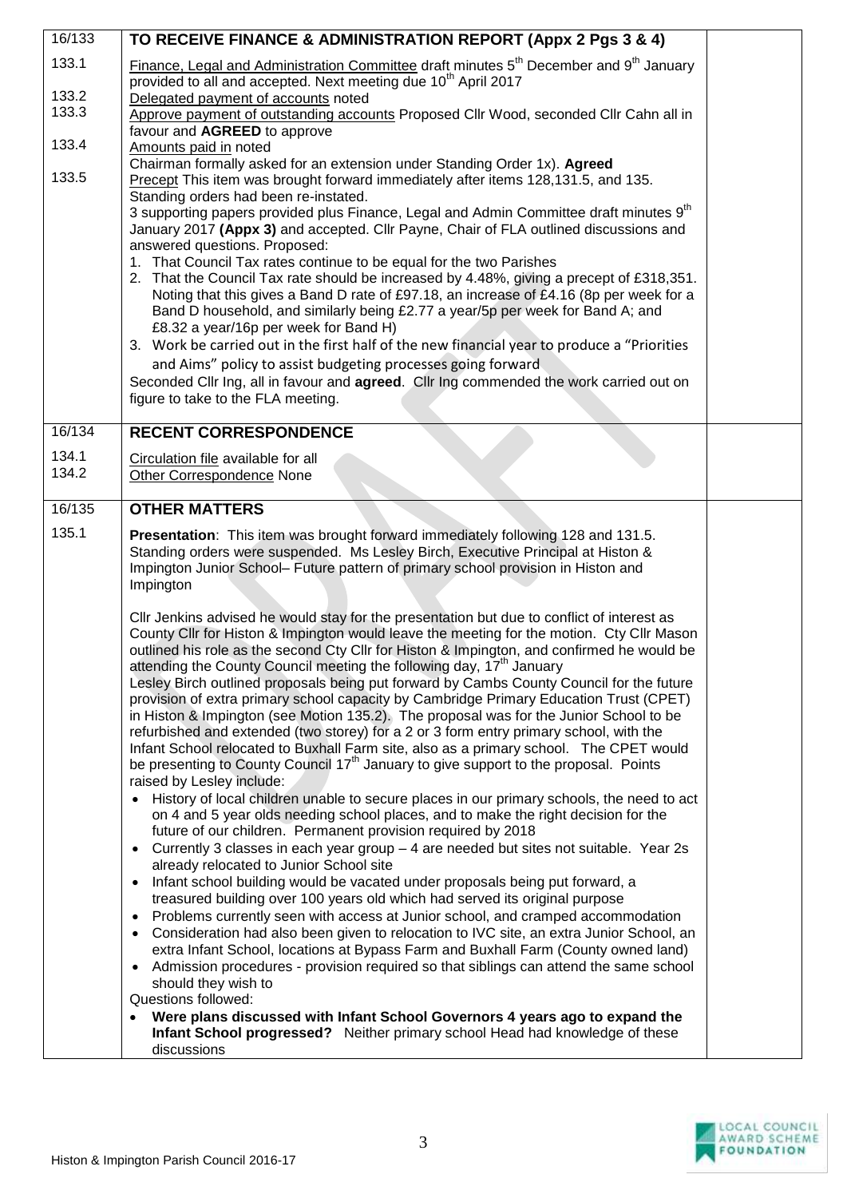| | | |
|---|---|---|
| 16/133 | **TO RECEIVE FINANCE & ADMINISTRATION REPORT (Appx 2 Pgs 3 & 4)** | |
| 133.1<br><br>133.2<br>133.3<br><br>133.4<br><br>133.5 | Finance, Legal and Administration Committee draft minutes 5th December and 9th January provided to all and accepted. Next meeting due 10th April 2017<br>Delegated payment of accounts noted<br>Approve payment of outstanding accounts Proposed Cllr Wood, seconded Cllr Cahn all in favour and **AGREED** to approve<br>Amounts paid in noted<br>Chairman formally asked for an extension under Standing Order 1x). **Agreed**<br>Precept This item was brought forward immediately after items 128,131.5, and 135. Standing orders had been re-instated.<br>3 supporting papers provided plus Finance, Legal and Admin Committee draft minutes 9th January 2017 **(Appx 3)** and accepted. Cllr Payne, Chair of FLA outlined discussions and answered questions. Proposed:<br>1. That Council Tax rates continue to be equal for the two Parishes<br>2. That the Council Tax rate should be increased by 4.48%, giving a precept of £318,351. Noting that this gives a Band D rate of £97.18, an increase of £4.16 (8p per week for a Band D household, and similarly being £2.77 a year/5p per week for Band A; and £8.32 a year/16p per week for Band H)<br>3. Work be carried out in the first half of the new financial year to produce a "Priorities and Aims" policy to assist budgeting processes going forward<br>Seconded Cllr Ing, all in favour and **agreed**. Cllr Ing commended the work carried out on figure to take to the FLA meeting. | |
| 16/134 | **RECENT CORRESPONDENCE** | |
| 134.1<br>134.2 | Circulation file available for all<br>Other Correspondence None | |
| 16/135 | **OTHER MATTERS** | |
| 135.1 | **Presentation**: This item was brought forward immediately following 128 and 131.5. Standing orders were suspended. Ms Lesley Birch, Executive Principal at Histon & Impington Junior School– Future pattern of primary school provision in Histon and Impington<br><br>Cllr Jenkins advised he would stay for the presentation but due to conflict of interest as County Cllr for Histon & Impington would leave the meeting for the motion. Cty Cllr Mason outlined his role as the second Cty Cllr for Histon & Impington, and confirmed he would be attending the County Council meeting the following day, 17th January<br>Lesley Birch outlined proposals being put forward by Cambs County Council for the future provision of extra primary school capacity by Cambridge Primary Education Trust (CPET) in Histon & Impington (see Motion 135.2). The proposal was for the Junior School to be refurbished and extended (two storey) for a 2 or 3 form entry primary school, with the Infant School relocated to Buxhall Farm site, also as a primary school. The CPET would be presenting to County Council 17th January to give support to the proposal. Points raised by Lesley include:<br>• History of local children unable to secure places in our primary schools, the need to act on 4 and 5 year olds needing school places, and to make the right decision for the future of our children. Permanent provision required by 2018<br>• Currently 3 classes in each year group – 4 are needed but sites not suitable. Year 2s already relocated to Junior School site<br>• Infant school building would be vacated under proposals being put forward, a treasured building over 100 years old which had served its original purpose<br>• Problems currently seen with access at Junior school, and cramped accommodation<br>• Consideration had also been given to relocation to IVC site, an extra Junior School, an extra Infant School, locations at Bypass Farm and Buxhall Farm (County owned land)<br>• Admission procedures - provision required so that siblings can attend the same school should they wish to<br>Questions followed:<br>• **Were plans discussed with Infant School Governors 4 years ago to expand the Infant School progressed?** Neither primary school Head had knowledge of these discussions | |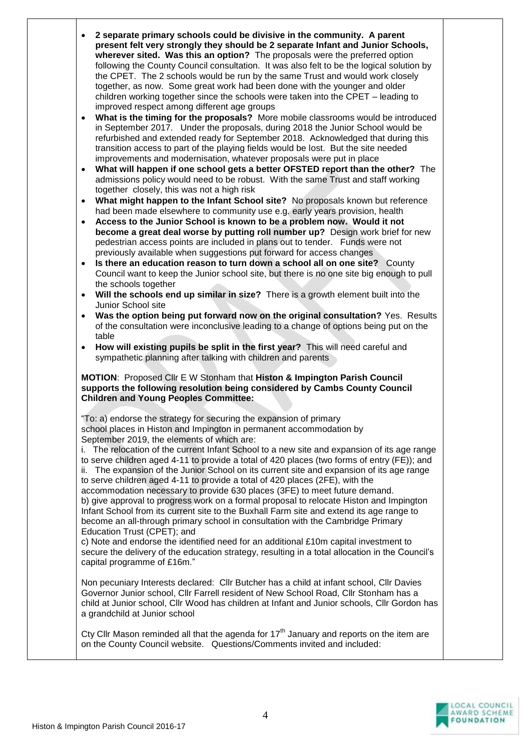- **2 separate primary schools could be divisive in the community. A parent present felt very strongly they should be 2 separate Infant and Junior Schools, wherever sited. Was this an option?** The proposals were the preferred option following the County Council consultation. It was also felt to be the logical solution by the CPET. The 2 schools would be run by the same Trust and would work closely together, as now. Some great work had been done with the younger and older children working together since the schools were taken into the CPET – leading to improved respect among different age groups
- **What is the timing for the proposals?** More mobile classrooms would be introduced in September 2017. Under the proposals, during 2018 the Junior School would be refurbished and extended ready for September 2018. Acknowledged that during this transition access to part of the playing fields would be lost. But the site needed improvements and modernisation, whatever proposals were put in place
- **What will happen if one school gets a better OFSTED report than the other?** The admissions policy would need to be robust. With the same Trust and staff working together closely, this was not a high risk
- **What might happen to the Infant School site?** No proposals known but reference had been made elsewhere to community use e.g. early years provision, health
- **Access to the Junior School is known to be a problem now. Would it not become a great deal worse by putting roll number up?** Design work brief for new pedestrian access points are included in plans out to tender. Funds were not previously available when suggestions put forward for access changes
- **Is there an education reason to turn down a school all on one site?** County Council want to keep the Junior school site, but there is no one site big enough to pull the schools together
- **Will the schools end up similar in size?** There is a growth element built into the Junior School site
- **Was the option being put forward now on the original consultation?** Yes. Results of the consultation were inconclusive leading to a change of options being put on the table
- **How will existing pupils be split in the first year?** This will need careful and sympathetic planning after talking with children and parents

**MOTION**: Proposed Cllr E W Stonham that **Histon & Impington Parish Council supports the following resolution being considered by Cambs County Council Children and Young Peoples Committee:**

"To: a) endorse the strategy for securing the expansion of primary school places in Histon and Impington in permanent accommodation by September 2019, the elements of which are:
i. The relocation of the current Infant School to a new site and expansion of its age range to serve children aged 4-11 to provide a total of 420 places (two forms of entry (FE)); and
ii. The expansion of the Junior School on its current site and expansion of its age range to serve children aged 4-11 to provide a total of 420 places (2FE), with the accommodation necessary to provide 630 places (3FE) to meet future demand.
b) give approval to progress work on a formal proposal to relocate Histon and Impington Infant School from its current site to the Buxhall Farm site and extend its age range to become an all-through primary school in consultation with the Cambridge Primary Education Trust (CPET); and
c) Note and endorse the identified need for an additional £10m capital investment to secure the delivery of the education strategy, resulting in a total allocation in the Council's capital programme of £16m."

Non pecuniary Interests declared: Cllr Butcher has a child at infant school, Cllr Davies Governor Junior school, Cllr Farrell resident of New School Road, Cllr Stonham has a child at Junior school, Cllr Wood has children at Infant and Junior schools, Cllr Gordon has a grandchild at Junior school

Cty Cllr Mason reminded all that the agenda for 17th January and reports on the item are on the County Council website. Questions/Comments invited and included: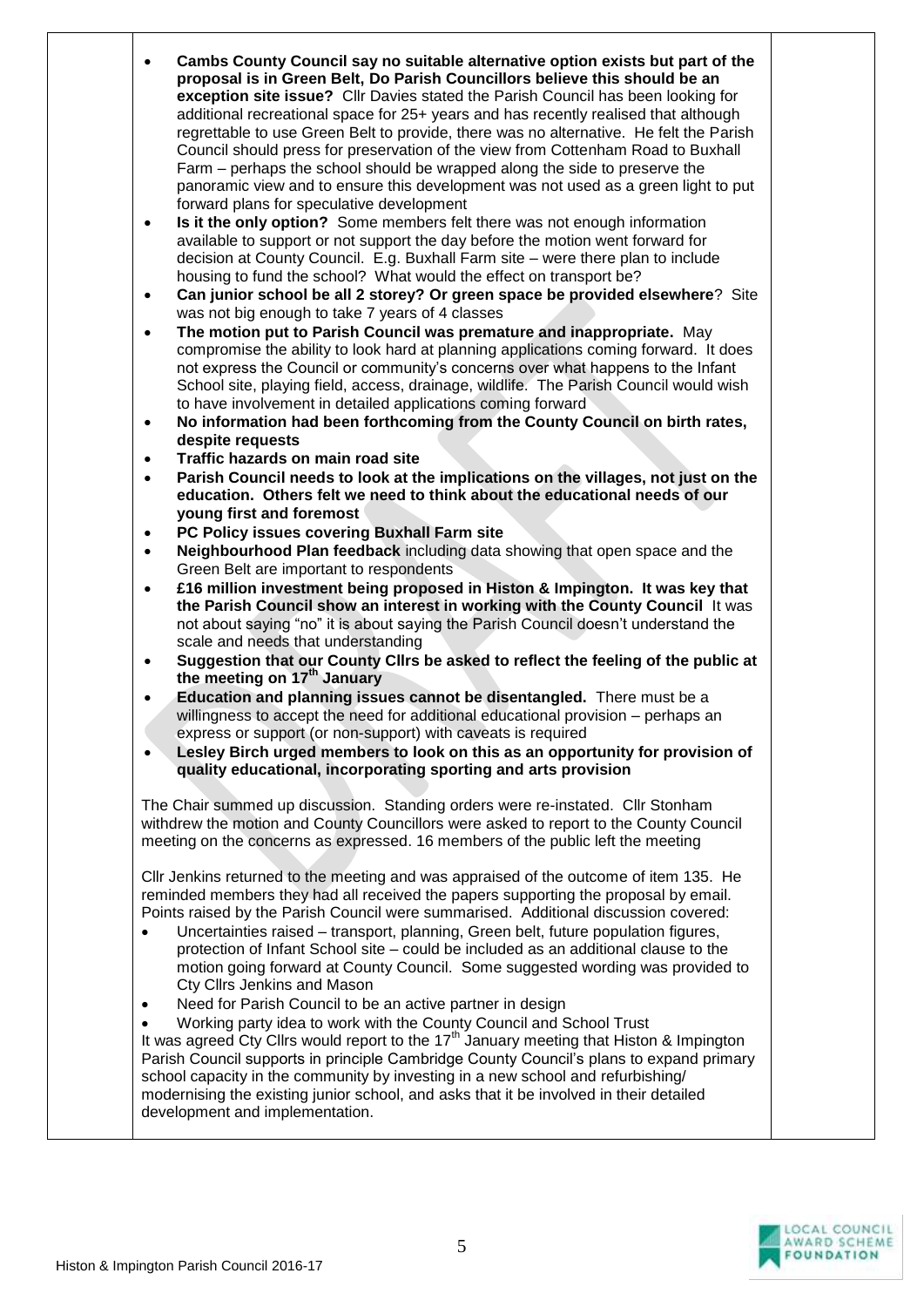- **Cambs County Council say no suitable alternative option exists but part of the proposal is in Green Belt, Do Parish Councillors believe this should be an exception site issue?** Cllr Davies stated the Parish Council has been looking for additional recreational space for 25+ years and has recently realised that although regrettable to use Green Belt to provide, there was no alternative. He felt the Parish Council should press for preservation of the view from Cottenham Road to Buxhall Farm – perhaps the school should be wrapped along the side to preserve the panoramic view and to ensure this development was not used as a green light to put forward plans for speculative development
- **Is it the only option?** Some members felt there was not enough information available to support or not support the day before the motion went forward for decision at County Council. E.g. Buxhall Farm site – were there plan to include housing to fund the school? What would the effect on transport be?
- **Can junior school be all 2 storey? Or green space be provided elsewhere**? Site was not big enough to take 7 years of 4 classes
- **The motion put to Parish Council was premature and inappropriate.** May compromise the ability to look hard at planning applications coming forward. It does not express the Council or community's concerns over what happens to the Infant School site, playing field, access, drainage, wildlife. The Parish Council would wish to have involvement in detailed applications coming forward
- **No information had been forthcoming from the County Council on birth rates, despite requests**
- **Traffic hazards on main road site**
- **Parish Council needs to look at the implications on the villages, not just on the education. Others felt we need to think about the educational needs of our young first and foremost**
- **PC Policy issues covering Buxhall Farm site**
- **Neighbourhood Plan feedback** including data showing that open space and the Green Belt are important to respondents
- **£16 million investment being proposed in Histon & Impington. It was key that the Parish Council show an interest in working with the County Council** It was not about saying "no" it is about saying the Parish Council doesn't understand the scale and needs that understanding
- **Suggestion that our County Cllrs be asked to reflect the feeling of the public at the meeting on 17th January**
- **Education and planning issues cannot be disentangled.** There must be a willingness to accept the need for additional educational provision – perhaps an express or support (or non-support) with caveats is required
- **Lesley Birch urged members to look on this as an opportunity for provision of quality educational, incorporating sporting and arts provision**

The Chair summed up discussion. Standing orders were re-instated. Cllr Stonham withdrew the motion and County Councillors were asked to report to the County Council meeting on the concerns as expressed. 16 members of the public left the meeting

Cllr Jenkins returned to the meeting and was appraised of the outcome of item 135. He reminded members they had all received the papers supporting the proposal by email. Points raised by the Parish Council were summarised. Additional discussion covered:

- Uncertainties raised – transport, planning, Green belt, future population figures, protection of Infant School site – could be included as an additional clause to the motion going forward at County Council. Some suggested wording was provided to Cty Cllrs Jenkins and Mason
- Need for Parish Council to be an active partner in design
- Working party idea to work with the County Council and School Trust

It was agreed Cty Cllrs would report to the 17th January meeting that Histon & Impington Parish Council supports in principle Cambridge County Council's plans to expand primary school capacity in the community by investing in a new school and refurbishing/ modernising the existing junior school, and asks that it be involved in their detailed development and implementation.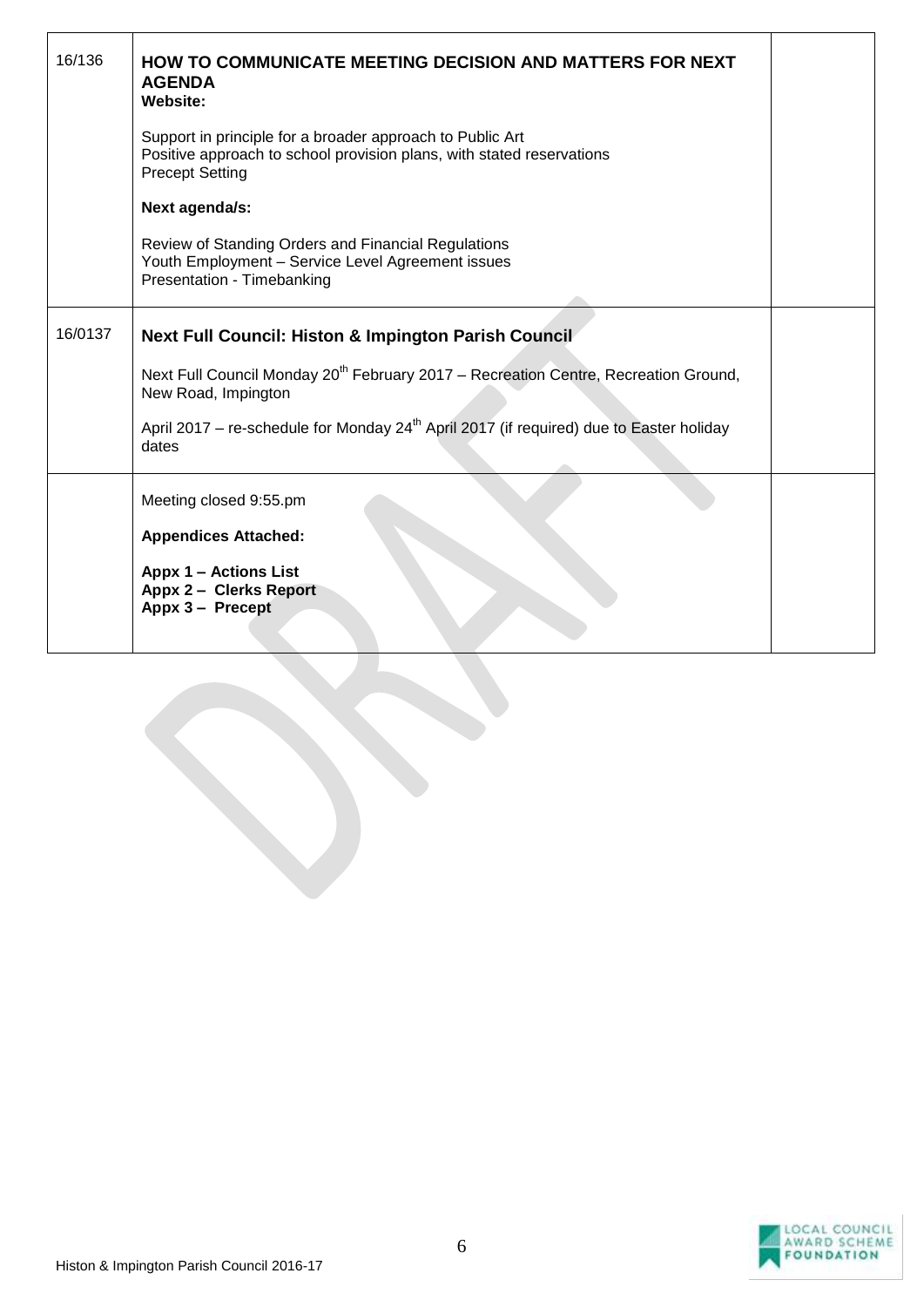| | | |
|---|---|---|
| 16/136 | **HOW TO COMMUNICATE MEETING DECISION AND MATTERS FOR NEXT AGENDA**<br>**Website:**<br><br>Support in principle for a broader approach to Public Art<br>Positive approach to school provision plans, with stated reservations<br>Precept Setting<br><br>**Next agenda/s:**<br><br>Review of Standing Orders and Financial Regulations<br>Youth Employment – Service Level Agreement issues<br>Presentation - Timebanking | |
| 16/0137 | **Next Full Council: Histon & Impington Parish Council**<br><br>Next Full Council Monday 20th February 2017 – Recreation Centre, Recreation Ground, New Road, Impington<br><br>April 2017 – re-schedule for Monday 24th April 2017 (if required) due to Easter holiday dates | |
| | Meeting closed 9:55.pm<br><br>**Appendices Attached:**<br><br>**Appx 1 – Actions List**<br>**Appx 2 – Clerks Report**<br>**Appx 3 – Precept** | |